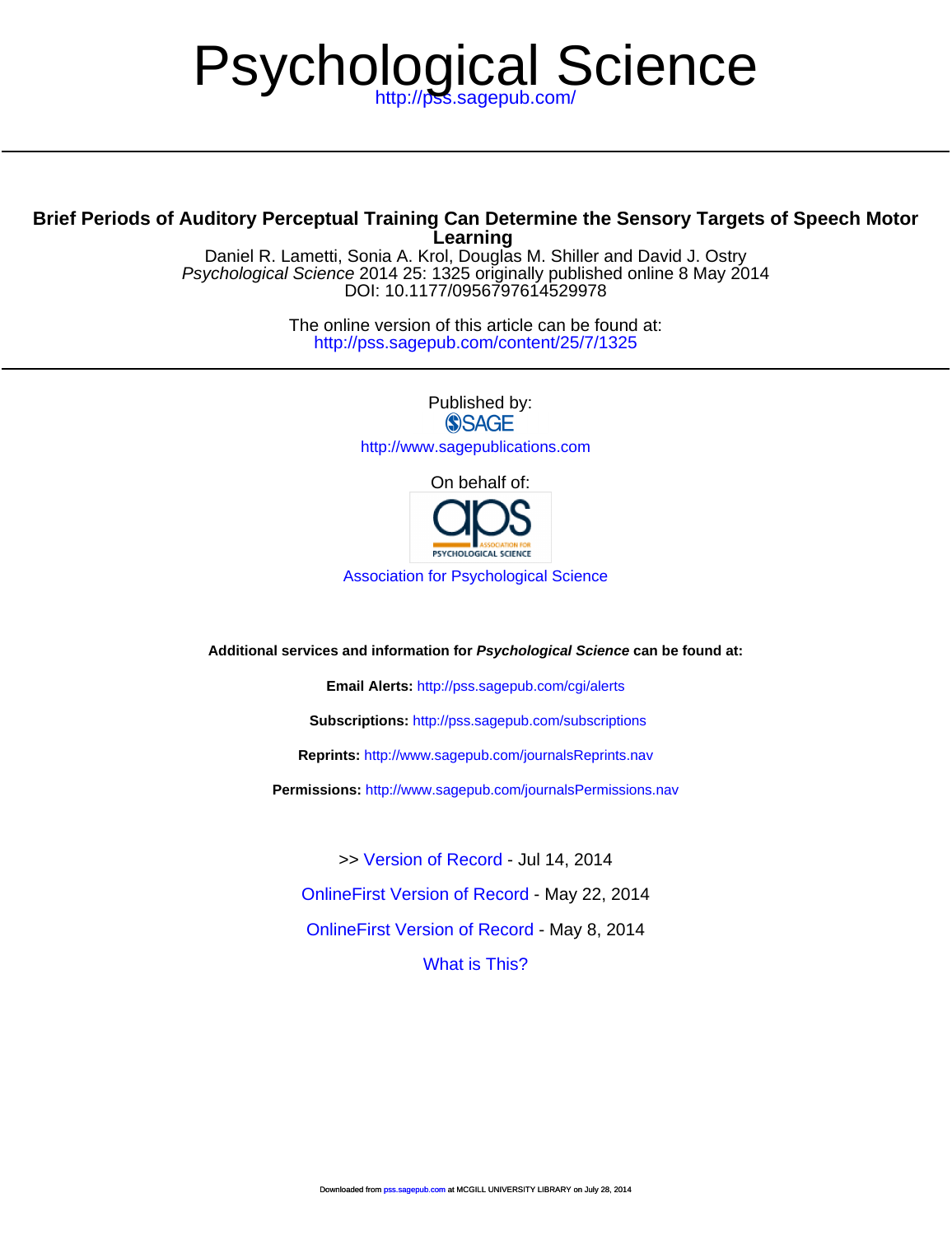# Psychological Science

http://pss.sagepub.com/

---

**Brief Periods of Auditory Perceptual Training Can Determine the Sensory Targets of Speech Motor Learning**

Daniel R. Lametti, Sonia A. Krol, Douglas M. Shiller and David J. Ostry

*Psychological Science* 2014 25: 1325 originally published online 8 May 2014

DOI: 10.1177/0956797614529978

The online version of this article can be found at:

http://pss.sagepub.com/content/25/7/1325

---

Published by:

SAGE

http://www.sagepublications.com

On behalf of:

aps ASSOCIATION FOR PSYCHOLOGICAL SCIENCE

Association for Psychological Science

**Additional services and information for *Psychological Science* can be found at:**

**Email Alerts:** http://pss.sagepub.com/cgi/alerts

**Subscriptions:** http://pss.sagepub.com/subscriptions

**Reprints:** http://www.sagepub.com/journalsReprints.nav

**Permissions:** http://www.sagepub.com/journalsPermissions.nav

>> Version of Record - Jul 14, 2014

OnlineFirst Version of Record - May 22, 2014

OnlineFirst Version of Record - May 8, 2014

What is This?

Downloaded from pss.sagepub.com at MCGILL UNIVERSITY LIBRARY on July 28, 2014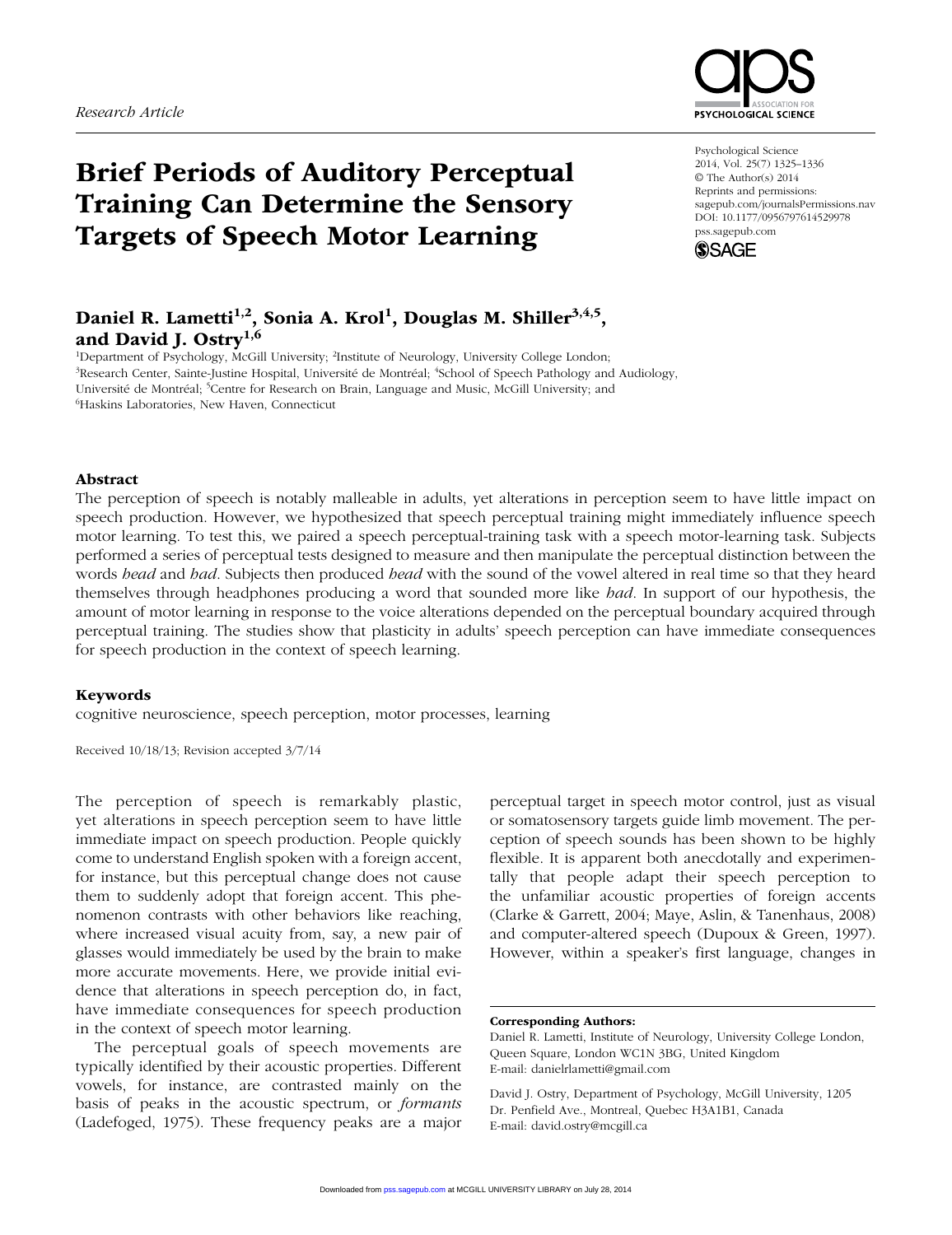Research Article

# Brief Periods of Auditory Perceptual Training Can Determine the Sensory Targets of Speech Motor Learning

Psychological Science
2014, Vol. 25(7) 1325–1336
© The Author(s) 2014
Reprints and permissions:
sagepub.com/journalsPermissions.nav
DOI: 10.1177/0956797614529978
pss.sagepub.com

**Daniel R. Lametti[1,2], Sonia A. Krol[1], Douglas M. Shiller[3,4,5], and David J. Ostry[1,6]**

[1]Department of Psychology, McGill University; [2]Institute of Neurology, University College London; [3]Research Center, Sainte-Justine Hospital, Université de Montréal; [4]School of Speech Pathology and Audiology, Université de Montréal; [5]Centre for Research on Brain, Language and Music, McGill University; and [6]Haskins Laboratories, New Haven, Connecticut

## Abstract

The perception of speech is notably malleable in adults, yet alterations in perception seem to have little impact on speech production. However, we hypothesized that speech perceptual training might immediately influence speech motor learning. To test this, we paired a speech perceptual-training task with a speech motor-learning task. Subjects performed a series of perceptual tests designed to measure and then manipulate the perceptual distinction between the words *head* and *had*. Subjects then produced *head* with the sound of the vowel altered in real time so that they heard themselves through headphones producing a word that sounded more like *had*. In support of our hypothesis, the amount of motor learning in response to the voice alterations depended on the perceptual boundary acquired through perceptual training. The studies show that plasticity in adults' speech perception can have immediate consequences for speech production in the context of speech learning.

## Keywords

cognitive neuroscience, speech perception, motor processes, learning

Received 10/18/13; Revision accepted 3/7/14

The perception of speech is remarkably plastic, yet alterations in speech perception seem to have little immediate impact on speech production. People quickly come to understand English spoken with a foreign accent, for instance, but this perceptual change does not cause them to suddenly adopt that foreign accent. This phenomenon contrasts with other behaviors like reaching, where increased visual acuity from, say, a new pair of glasses would immediately be used by the brain to make more accurate movements. Here, we provide initial evidence that alterations in speech perception do, in fact, have immediate consequences for speech production in the context of speech motor learning.

The perceptual goals of speech movements are typically identified by their acoustic properties. Different vowels, for instance, are contrasted mainly on the basis of peaks in the acoustic spectrum, or *formants* (Ladefoged, 1975). These frequency peaks are a major perceptual target in speech motor control, just as visual or somatosensory targets guide limb movement. The perception of speech sounds has been shown to be highly flexible. It is apparent both anecdotally and experimentally that people adapt their speech perception to the unfamiliar acoustic properties of foreign accents (Clarke & Garrett, 2004; Maye, Aslin, & Tanenhaus, 2008) and computer-altered speech (Dupoux & Green, 1997). However, within a speaker's first language, changes in

**Corresponding Authors:**
Daniel R. Lametti, Institute of Neurology, University College London, Queen Square, London WC1N 3BG, United Kingdom
E-mail: danielrlametti@gmail.com

David J. Ostry, Department of Psychology, McGill University, 1205 Dr. Penfield Ave., Montreal, Quebec H3A1B1, Canada
E-mail: david.ostry@mcgill.ca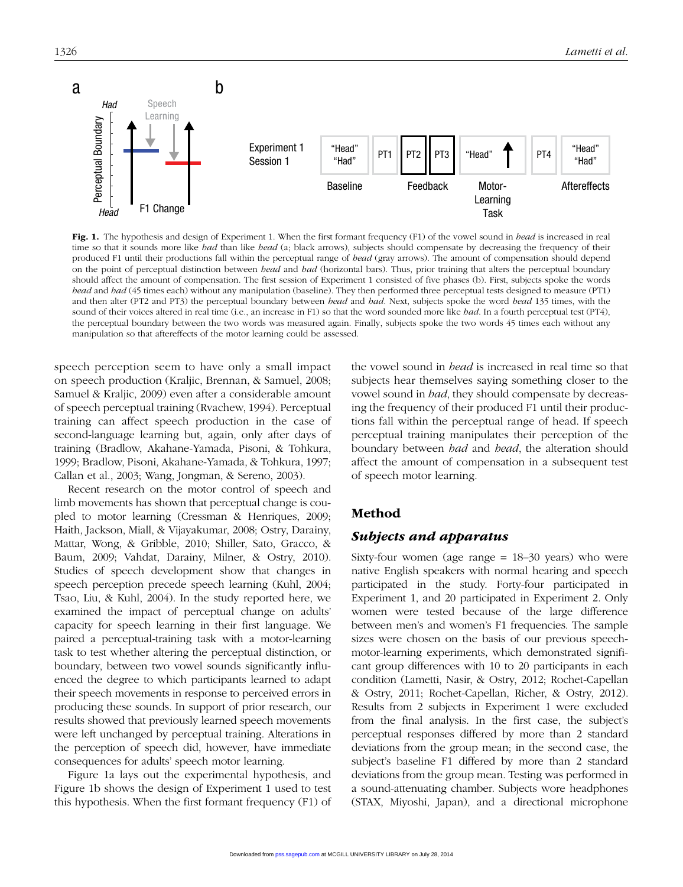**Fig. 1.** The hypothesis and design of Experiment 1. When the first formant frequency (F1) of the vowel sound in *head* is increased in real time so that it sounds more like *had* than like *head* (a; black arrows), subjects should compensate by decreasing the frequency of their produced F1 until their productions fall within the perceptual range of *head* (gray arrows). The amount of compensation should depend on the point of perceptual distinction between *head* and *had* (horizontal bars). Thus, prior training that alters the perceptual boundary should affect the amount of compensation. The first session of Experiment 1 consisted of five phases (b). First, subjects spoke the words *head* and *had* (45 times each) without any manipulation (baseline). They then performed three perceptual tests designed to measure (PT1) and then alter (PT2 and PT3) the perceptual boundary between *head* and *had*. Next, subjects spoke the word *head* 135 times, with the sound of their voices altered in real time (i.e., an increase in F1) so that the word sounded more like *had*. In a fourth perceptual test (PT4), the perceptual boundary between the two words was measured again. Finally, subjects spoke the two words 45 times each without any manipulation so that aftereffects of the motor learning could be assessed.

speech perception seem to have only a small impact on speech production (Kraljic, Brennan, & Samuel, 2008; Samuel & Kraljic, 2009) even after a considerable amount of speech perceptual training (Rvachew, 1994). Perceptual training can affect speech production in the case of second-language learning but, again, only after days of training (Bradlow, Akahane-Yamada, Pisoni, & Tohkura, 1999; Bradlow, Pisoni, Akahane-Yamada, & Tohkura, 1997; Callan et al., 2003; Wang, Jongman, & Sereno, 2003).

Recent research on the motor control of speech and limb movements has shown that perceptual change is coupled to motor learning (Cressman & Henriques, 2009; Haith, Jackson, Miall, & Vijayakumar, 2008; Ostry, Darainy, Mattar, Wong, & Gribble, 2010; Shiller, Sato, Gracco, & Baum, 2009; Vahdat, Darainy, Milner, & Ostry, 2010). Studies of speech development show that changes in speech perception precede speech learning (Kuhl, 2004; Tsao, Liu, & Kuhl, 2004). In the study reported here, we examined the impact of perceptual change on adults' capacity for speech learning in their first language. We paired a perceptual-training task with a motor-learning task to test whether altering the perceptual distinction, or boundary, between two vowel sounds significantly influenced the degree to which participants learned to adapt their speech movements in response to perceived errors in producing these sounds. In support of prior research, our results showed that previously learned speech movements were left unchanged by perceptual training. Alterations in the perception of speech did, however, have immediate consequences for adults' speech motor learning.

Figure 1a lays out the experimental hypothesis, and Figure 1b shows the design of Experiment 1 used to test this hypothesis. When the first formant frequency (F1) of the vowel sound in *head* is increased in real time so that subjects hear themselves saying something closer to the vowel sound in *had*, they should compensate by decreasing the frequency of their produced F1 until their productions fall within the perceptual range of head. If speech perceptual training manipulates their perception of the boundary between *had* and *head*, the alteration should affect the amount of compensation in a subsequent test of speech motor learning.

## Method

### *Subjects and apparatus*

Sixty-four women (age range = 18–30 years) who were native English speakers with normal hearing and speech participated in the study. Forty-four participated in Experiment 1, and 20 participated in Experiment 2. Only women were tested because of the large difference between men's and women's F1 frequencies. The sample sizes were chosen on the basis of our previous speech-motor-learning experiments, which demonstrated significant group differences with 10 to 20 participants in each condition (Lametti, Nasir, & Ostry, 2012; Rochet-Capellan & Ostry, 2011; Rochet-Capellan, Richer, & Ostry, 2012). Results from 2 subjects in Experiment 1 were excluded from the final analysis. In the first case, the subject's perceptual responses differed by more than 2 standard deviations from the group mean; in the second case, the subject's baseline F1 differed by more than 2 standard deviations from the group mean. Testing was performed in a sound-attenuating chamber. Subjects wore headphones (STAX, Miyoshi, Japan), and a directional microphone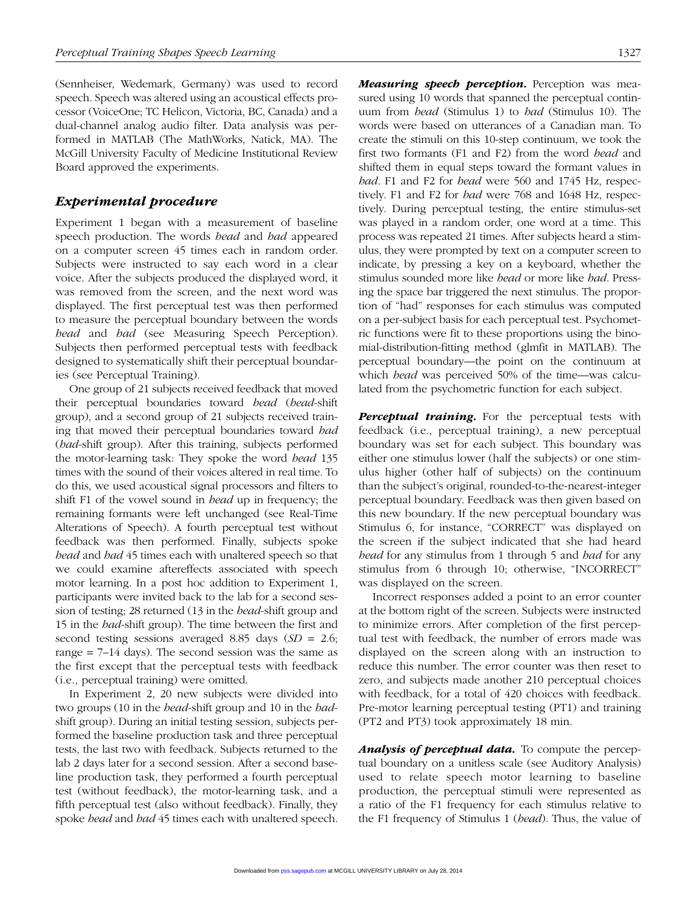(Sennheiser, Wedemark, Germany) was used to record speech. Speech was altered using an acoustical effects processor (VoiceOne; TC Helicon, Victoria, BC, Canada) and a dual-channel analog audio filter. Data analysis was performed in MATLAB (The MathWorks, Natick, MA). The McGill University Faculty of Medicine Institutional Review Board approved the experiments.

## Experimental procedure

Experiment 1 began with a measurement of baseline speech production. The words *head* and *had* appeared on a computer screen 45 times each in random order. Subjects were instructed to say each word in a clear voice. After the subjects produced the displayed word, it was removed from the screen, and the next word was displayed. The first perceptual test was then performed to measure the perceptual boundary between the words *head* and *had* (see Measuring Speech Perception). Subjects then performed perceptual tests with feedback designed to systematically shift their perceptual boundaries (see Perceptual Training).

One group of 21 subjects received feedback that moved their perceptual boundaries toward *head* (*head*-shift group), and a second group of 21 subjects received training that moved their perceptual boundaries toward *had* (*had*-shift group). After this training, subjects performed the motor-learning task: They spoke the word *head* 135 times with the sound of their voices altered in real time. To do this, we used acoustical signal processors and filters to shift F1 of the vowel sound in *head* up in frequency; the remaining formants were left unchanged (see Real-Time Alterations of Speech). A fourth perceptual test without feedback was then performed. Finally, subjects spoke *head* and *had* 45 times each with unaltered speech so that we could examine aftereffects associated with speech motor learning. In a post hoc addition to Experiment 1, participants were invited back to the lab for a second session of testing; 28 returned (13 in the *head*-shift group and 15 in the *had*-shift group). The time between the first and second testing sessions averaged 8.85 days ($SD$ = 2.6; range = 7–14 days). The second session was the same as the first except that the perceptual tests with feedback (i.e., perceptual training) were omitted.

In Experiment 2, 20 new subjects were divided into two groups (10 in the *head*-shift group and 10 in the *had*-shift group). During an initial testing session, subjects performed the baseline production task and three perceptual tests, the last two with feedback. Subjects returned to the lab 2 days later for a second session. After a second baseline production task, they performed a fourth perceptual test (without feedback), the motor-learning task, and a fifth perceptual test (also without feedback). Finally, they spoke *head* and *had* 45 times each with unaltered speech.

***Measuring speech perception.*** Perception was measured using 10 words that spanned the perceptual continuum from *head* (Stimulus 1) to *had* (Stimulus 10). The words were based on utterances of a Canadian man. To create the stimuli on this 10-step continuum, we took the first two formants (F1 and F2) from the word *head* and shifted them in equal steps toward the formant values in *had*. F1 and F2 for *head* were 560 and 1745 Hz, respectively. F1 and F2 for *had* were 768 and 1648 Hz, respectively. During perceptual testing, the entire stimulus-set was played in a random order, one word at a time. This process was repeated 21 times. After subjects heard a stimulus, they were prompted by text on a computer screen to indicate, by pressing a key on a keyboard, whether the stimulus sounded more like *head* or more like *had*. Pressing the space bar triggered the next stimulus. The proportion of "had" responses for each stimulus was computed on a per-subject basis for each perceptual test. Psychometric functions were fit to these proportions using the binomial-distribution-fitting method (glmfit in MATLAB). The perceptual boundary—the point on the continuum at which *head* was perceived 50% of the time—was calculated from the psychometric function for each subject.

***Perceptual training.*** For the perceptual tests with feedback (i.e., perceptual training), a new perceptual boundary was set for each subject. This boundary was either one stimulus lower (half the subjects) or one stimulus higher (other half of subjects) on the continuum than the subject's original, rounded-to-the-nearest-integer perceptual boundary. Feedback was then given based on this new boundary. If the new perceptual boundary was Stimulus 6, for instance, "CORRECT" was displayed on the screen if the subject indicated that she had heard *head* for any stimulus from 1 through 5 and *had* for any stimulus from 6 through 10; otherwise, "INCORRECT" was displayed on the screen.

Incorrect responses added a point to an error counter at the bottom right of the screen. Subjects were instructed to minimize errors. After completion of the first perceptual test with feedback, the number of errors made was displayed on the screen along with an instruction to reduce this number. The error counter was then reset to zero, and subjects made another 210 perceptual choices with feedback, for a total of 420 choices with feedback. Pre-motor learning perceptual testing (PT1) and training (PT2 and PT3) took approximately 18 min.

***Analysis of perceptual data.*** To compute the perceptual boundary on a unitless scale (see Auditory Analysis) used to relate speech motor learning to baseline production, the perceptual stimuli were represented as a ratio of the F1 frequency for each stimulus relative to the F1 frequency of Stimulus 1 (*head*). Thus, the value of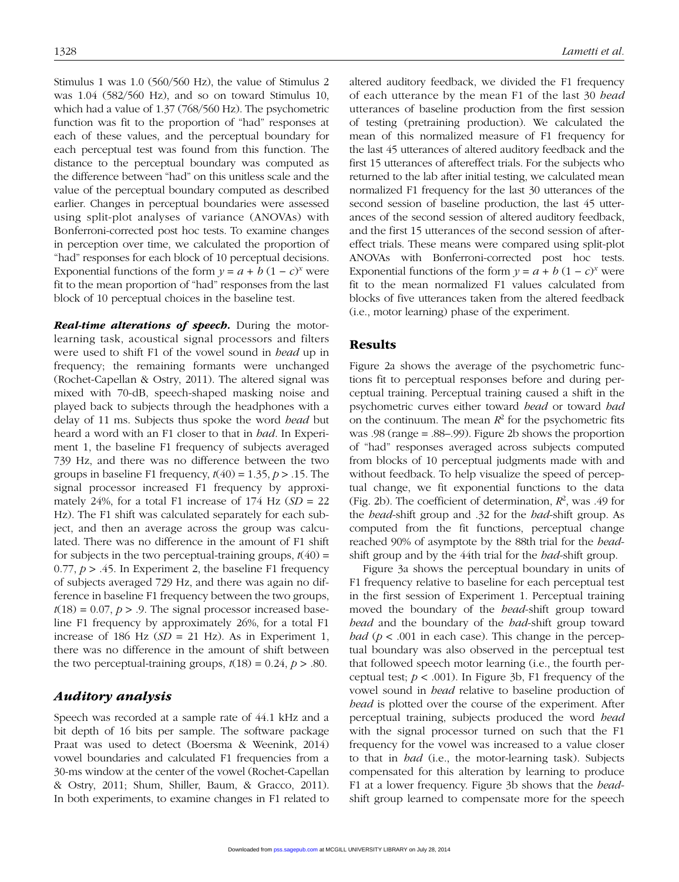Stimulus 1 was 1.0 (560/560 Hz), the value of Stimulus 2 was 1.04 (582/560 Hz), and so on toward Stimulus 10, which had a value of 1.37 (768/560 Hz). The psychometric function was fit to the proportion of "had" responses at each of these values, and the perceptual boundary for each perceptual test was found from this function. The distance to the perceptual boundary was computed as the difference between "had" on this unitless scale and the value of the perceptual boundary computed as described earlier. Changes in perceptual boundaries were assessed using split-plot analyses of variance (ANOVAs) with Bonferroni-corrected post hoc tests. To examine changes in perception over time, we calculated the proportion of "had" responses for each block of 10 perceptual decisions. Exponential functions of the form $y = a + b\,(1 - c)^x$ were fit to the mean proportion of "had" responses from the last block of 10 perceptual choices in the baseline test.

***Real-time alterations of speech.*** During the motor-learning task, acoustical signal processors and filters were used to shift F1 of the vowel sound in *head* up in frequency; the remaining formants were unchanged (Rochet-Capellan & Ostry, 2011). The altered signal was mixed with 70-dB, speech-shaped masking noise and played back to subjects through the headphones with a delay of 11 ms. Subjects thus spoke the word *head* but heard a word with an F1 closer to that in *had*. In Experiment 1, the baseline F1 frequency of subjects averaged 739 Hz, and there was no difference between the two groups in baseline F1 frequency, $t(40) = 1.35$, $p > .15$. The signal processor increased F1 frequency by approximately 24%, for a total F1 increase of 174 Hz ($SD$ = 22 Hz). The F1 shift was calculated separately for each subject, and then an average across the group was calculated. There was no difference in the amount of F1 shift for subjects in the two perceptual-training groups, $t(40) = 0.77$, $p > .45$. In Experiment 2, the baseline F1 frequency of subjects averaged 729 Hz, and there was again no difference in baseline F1 frequency between the two groups, $t(18) = 0.07$, $p > .9$. The signal processor increased baseline F1 frequency by approximately 26%, for a total F1 increase of 186 Hz ($SD$ = 21 Hz). As in Experiment 1, there was no difference in the amount of shift between the two perceptual-training groups, $t(18) = 0.24$, $p > .80$.

### *Auditory analysis*

Speech was recorded at a sample rate of 44.1 kHz and a bit depth of 16 bits per sample. The software package Praat was used to detect (Boersma & Weenink, 2014) vowel boundaries and calculated F1 frequencies from a 30-ms window at the center of the vowel (Rochet-Capellan & Ostry, 2011; Shum, Shiller, Baum, & Gracco, 2011). In both experiments, to examine changes in F1 related to altered auditory feedback, we divided the F1 frequency of each utterance by the mean F1 of the last 30 *head* utterances of baseline production from the first session of testing (pretraining production). We calculated the mean of this normalized measure of F1 frequency for the last 45 utterances of altered auditory feedback and the first 15 utterances of aftereffect trials. For the subjects who returned to the lab after initial testing, we calculated mean normalized F1 frequency for the last 30 utterances of the second session of baseline production, the last 45 utterances of the second session of altered auditory feedback, and the first 15 utterances of the second session of aftereffect trials. These means were compared using split-plot ANOVAs with Bonferroni-corrected post hoc tests. Exponential functions of the form $y = a + b\,(1 - c)^x$ were fit to the mean normalized F1 values calculated from blocks of five utterances taken from the altered feedback (i.e., motor learning) phase of the experiment.

## Results

Figure 2a shows the average of the psychometric functions fit to perceptual responses before and during perceptual training. Perceptual training caused a shift in the psychometric curves either toward *head* or toward *had* on the continuum. The mean $R^2$ for the psychometric fits was .98 (range = .88–.99). Figure 2b shows the proportion of "had" responses averaged across subjects computed from blocks of 10 perceptual judgments made with and without feedback. To help visualize the speed of perceptual change, we fit exponential functions to the data (Fig. 2b). The coefficient of determination, $R^2$, was .49 for the *head*-shift group and .32 for the *had*-shift group. As computed from the fit functions, perceptual change reached 90% of asymptote by the 88th trial for the *head*-shift group and by the 44th trial for the *had*-shift group.

Figure 3a shows the perceptual boundary in units of F1 frequency relative to baseline for each perceptual test in the first session of Experiment 1. Perceptual training moved the boundary of the *head*-shift group toward *head* and the boundary of the *had*-shift group toward *had* ($p < .001$ in each case). This change in the perceptual boundary was also observed in the perceptual test that followed speech motor learning (i.e., the fourth perceptual test; $p < .001$). In Figure 3b, F1 frequency of the vowel sound in *head* relative to baseline production of *head* is plotted over the course of the experiment. After perceptual training, subjects produced the word *head* with the signal processor turned on such that the F1 frequency for the vowel was increased to a value closer to that in *had* (i.e., the motor-learning task). Subjects compensated for this alteration by learning to produce F1 at a lower frequency. Figure 3b shows that the *head*-shift group learned to compensate more for the speech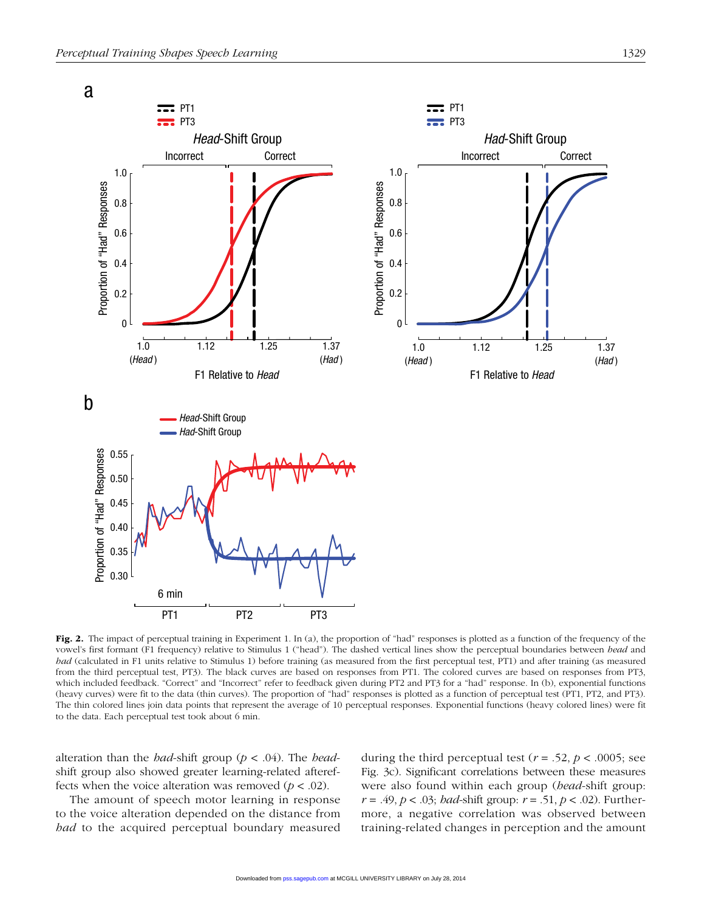**Fig. 2.** The impact of perceptual training in Experiment 1. In (a), the proportion of "had" responses is plotted as a function of the frequency of the vowel's first formant (F1 frequency) relative to Stimulus 1 ("head"). The dashed vertical lines show the perceptual boundaries between *head* and *had* (calculated in F1 units relative to Stimulus 1) before training (as measured from the first perceptual test, PT1) and after training (as measured from the third perceptual test, PT3). The black curves are based on responses from PT1. The colored curves are based on responses from PT3, which included feedback. "Correct" and "Incorrect" refer to feedback given during PT2 and PT3 for a "had" response. In (b), exponential functions (heavy curves) were fit to the data (thin curves). The proportion of "had" responses is plotted as a function of perceptual test (PT1, PT2, and PT3). The thin colored lines join data points that represent the average of 10 perceptual responses. Exponential functions (heavy colored lines) were fit to the data. Each perceptual test took about 6 min.

alteration than the *had*-shift group ($p < .04$). The *head*-shift group also showed greater learning-related aftereffects when the voice alteration was removed ($p < .02$).

The amount of speech motor learning in response to the voice alteration depended on the distance from *had* to the acquired perceptual boundary measured during the third perceptual test ($r = .52$, $p < .0005$; see Fig. 3c). Significant correlations between these measures were also found within each group (*head*-shift group: $r = .49$, $p < .03$; *had*-shift group: $r = .51$, $p < .02$). Furthermore, a negative correlation was observed between training-related changes in perception and the amount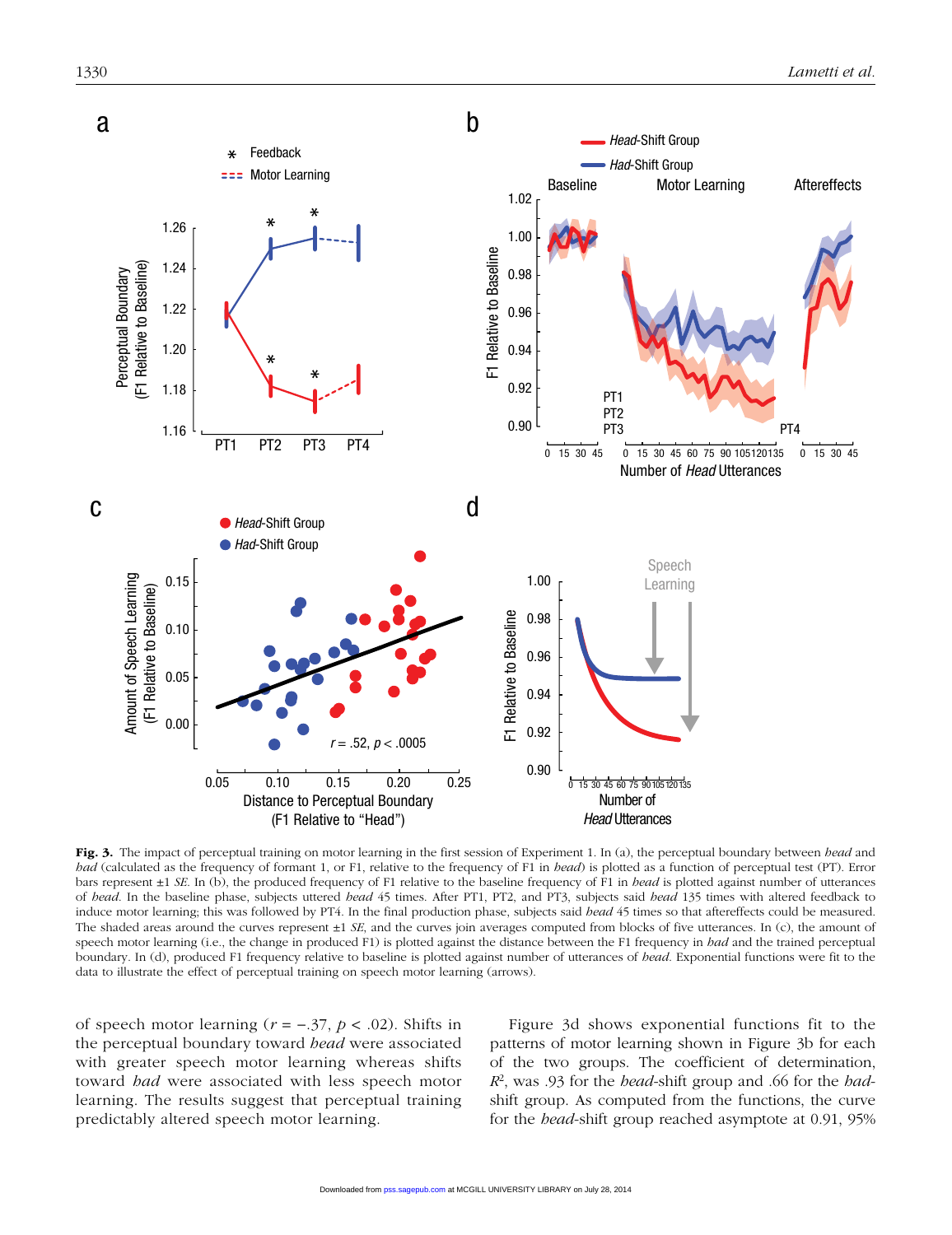**Fig. 3.** The impact of perceptual training on motor learning in the first session of Experiment 1. In (a), the perceptual boundary between *head* and *had* (calculated as the frequency of formant 1, or F1, relative to the frequency of F1 in *head*) is plotted as a function of perceptual test (PT). Error bars represent ±1 *SE*. In (b), the produced frequency of F1 relative to the baseline frequency of F1 in *head* is plotted against number of utterances of *head*. In the baseline phase, subjects uttered *head* 45 times. After PT1, PT2, and PT3, subjects said *head* 135 times with altered feedback to induce motor learning; this was followed by PT4. In the final production phase, subjects said *head* 45 times so that aftereffects could be measured. The shaded areas around the curves represent ±1 *SE*, and the curves join averages computed from blocks of five utterances. In (c), the amount of speech motor learning (i.e., the change in produced F1) is plotted against the distance between the F1 frequency in *had* and the trained perceptual boundary. In (d), produced F1 frequency relative to baseline is plotted against number of utterances of *head*. Exponential functions were fit to the data to illustrate the effect of perceptual training on speech motor learning (arrows).

of speech motor learning ($r = -.37$, $p < .02$). Shifts in the perceptual boundary toward *head* were associated with greater speech motor learning whereas shifts toward *had* were associated with less speech motor learning. The results suggest that perceptual training predictably altered speech motor learning.

Figure 3d shows exponential functions fit to the patterns of motor learning shown in Figure 3b for each of the two groups. The coefficient of determination, $R^2$, was .93 for the *head*-shift group and .66 for the *had*-shift group. As computed from the functions, the curve for the *head*-shift group reached asymptote at 0.91, 95%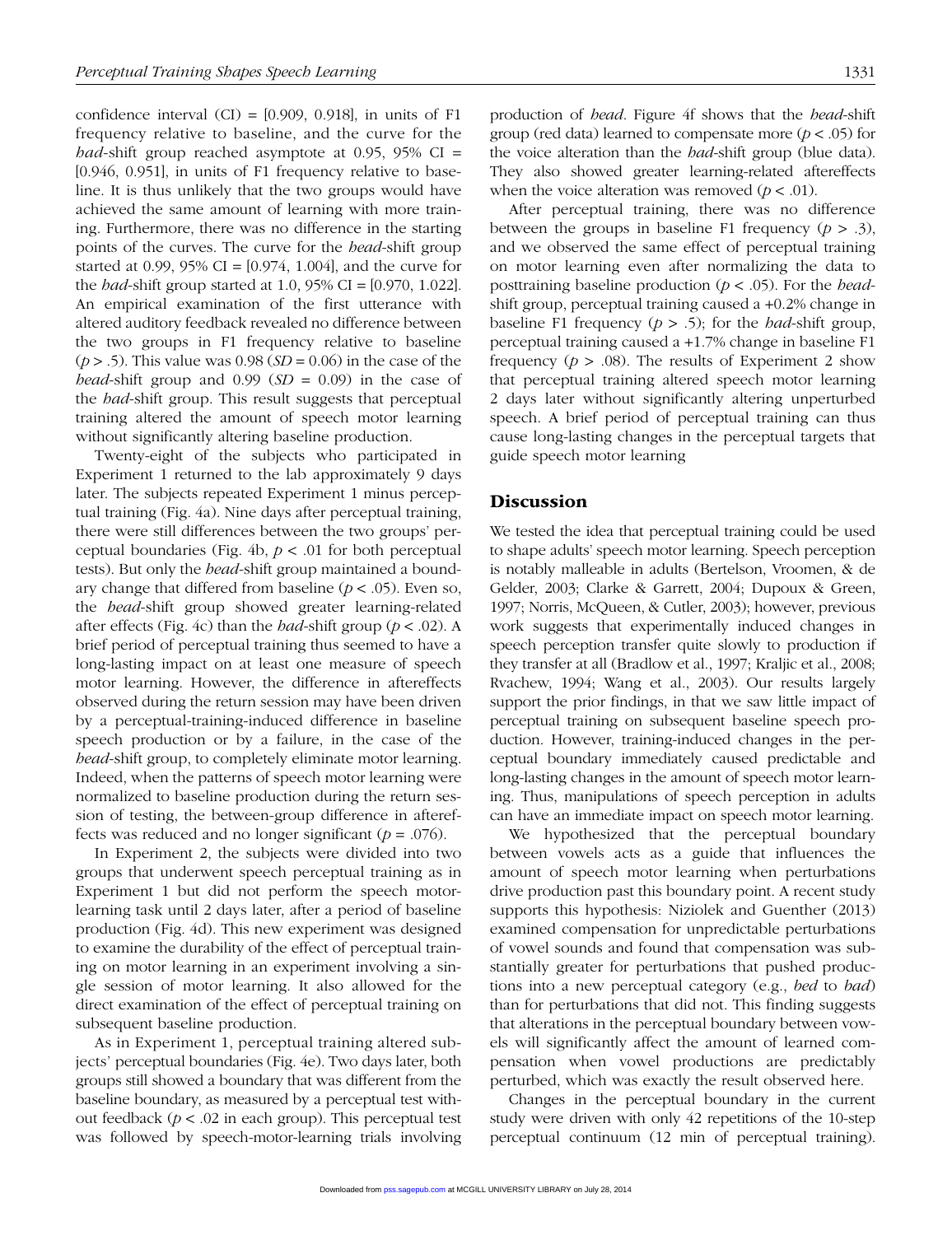confidence interval (CI) = [0.909, 0.918], in units of F1 frequency relative to baseline, and the curve for the *had*-shift group reached asymptote at 0.95, 95% CI = [0.946, 0.951], in units of F1 frequency relative to baseline. It is thus unlikely that the two groups would have achieved the same amount of learning with more training. Furthermore, there was no difference in the starting points of the curves. The curve for the *head*-shift group started at 0.99, 95% CI = [0.974, 1.004], and the curve for the *had*-shift group started at 1.0, 95% CI = [0.970, 1.022]. An empirical examination of the first utterance with altered auditory feedback revealed no difference between the two groups in F1 frequency relative to baseline ($p > .5$). This value was 0.98 ($SD = 0.06$) in the case of the *head*-shift group and 0.99 ($SD = 0.09$) in the case of the *had*-shift group. This result suggests that perceptual training altered the amount of speech motor learning without significantly altering baseline production.

Twenty-eight of the subjects who participated in Experiment 1 returned to the lab approximately 9 days later. The subjects repeated Experiment 1 minus perceptual training (Fig. 4a). Nine days after perceptual training, there were still differences between the two groups' perceptual boundaries (Fig. 4b, $p < .01$ for both perceptual tests). But only the *head*-shift group maintained a boundary change that differed from baseline ($p < .05$). Even so, the *head*-shift group showed greater learning-related after effects (Fig. 4c) than the *had*-shift group ($p < .02$). A brief period of perceptual training thus seemed to have a long-lasting impact on at least one measure of speech motor learning. However, the difference in aftereffects observed during the return session may have been driven by a perceptual-training-induced difference in baseline speech production or by a failure, in the case of the *head*-shift group, to completely eliminate motor learning. Indeed, when the patterns of speech motor learning were normalized to baseline production during the return session of testing, the between-group difference in aftereffects was reduced and no longer significant ($p = .076$).

In Experiment 2, the subjects were divided into two groups that underwent speech perceptual training as in Experiment 1 but did not perform the speech motor-learning task until 2 days later, after a period of baseline production (Fig. 4d). This new experiment was designed to examine the durability of the effect of perceptual training on motor learning in an experiment involving a single session of motor learning. It also allowed for the direct examination of the effect of perceptual training on subsequent baseline production.

As in Experiment 1, perceptual training altered subjects' perceptual boundaries (Fig. 4e). Two days later, both groups still showed a boundary that was different from the baseline boundary, as measured by a perceptual test without feedback ($p < .02$ in each group). This perceptual test was followed by speech-motor-learning trials involving production of *head*. Figure 4f shows that the *head*-shift group (red data) learned to compensate more ($p < .05$) for the voice alteration than the *had*-shift group (blue data). They also showed greater learning-related aftereffects when the voice alteration was removed ($p < .01$).

After perceptual training, there was no difference between the groups in baseline F1 frequency ($p > .3$), and we observed the same effect of perceptual training on motor learning even after normalizing the data to posttraining baseline production ($p < .05$). For the *head*-shift group, perceptual training caused a +0.2% change in baseline F1 frequency ($p > .5$); for the *had*-shift group, perceptual training caused a +1.7% change in baseline F1 frequency ($p > .08$). The results of Experiment 2 show that perceptual training altered speech motor learning 2 days later without significantly altering unperturbed speech. A brief period of perceptual training can thus cause long-lasting changes in the perceptual targets that guide speech motor learning

## Discussion

We tested the idea that perceptual training could be used to shape adults' speech motor learning. Speech perception is notably malleable in adults (Bertelson, Vroomen, & de Gelder, 2003; Clarke & Garrett, 2004; Dupoux & Green, 1997; Norris, McQueen, & Cutler, 2003); however, previous work suggests that experimentally induced changes in speech perception transfer quite slowly to production if they transfer at all (Bradlow et al., 1997; Kraljic et al., 2008; Rvachew, 1994; Wang et al., 2003). Our results largely support the prior findings, in that we saw little impact of perceptual training on subsequent baseline speech production. However, training-induced changes in the perceptual boundary immediately caused predictable and long-lasting changes in the amount of speech motor learning. Thus, manipulations of speech perception in adults can have an immediate impact on speech motor learning.

We hypothesized that the perceptual boundary between vowels acts as a guide that influences the amount of speech motor learning when perturbations drive production past this boundary point. A recent study supports this hypothesis: Niziolek and Guenther (2013) examined compensation for unpredictable perturbations of vowel sounds and found that compensation was substantially greater for perturbations that pushed productions into a new perceptual category (e.g., *bed* to *bad*) than for perturbations that did not. This finding suggests that alterations in the perceptual boundary between vowels will significantly affect the amount of learned compensation when vowel productions are predictably perturbed, which was exactly the result observed here.

Changes in the perceptual boundary in the current study were driven with only 42 repetitions of the 10-step perceptual continuum (12 min of perceptual training).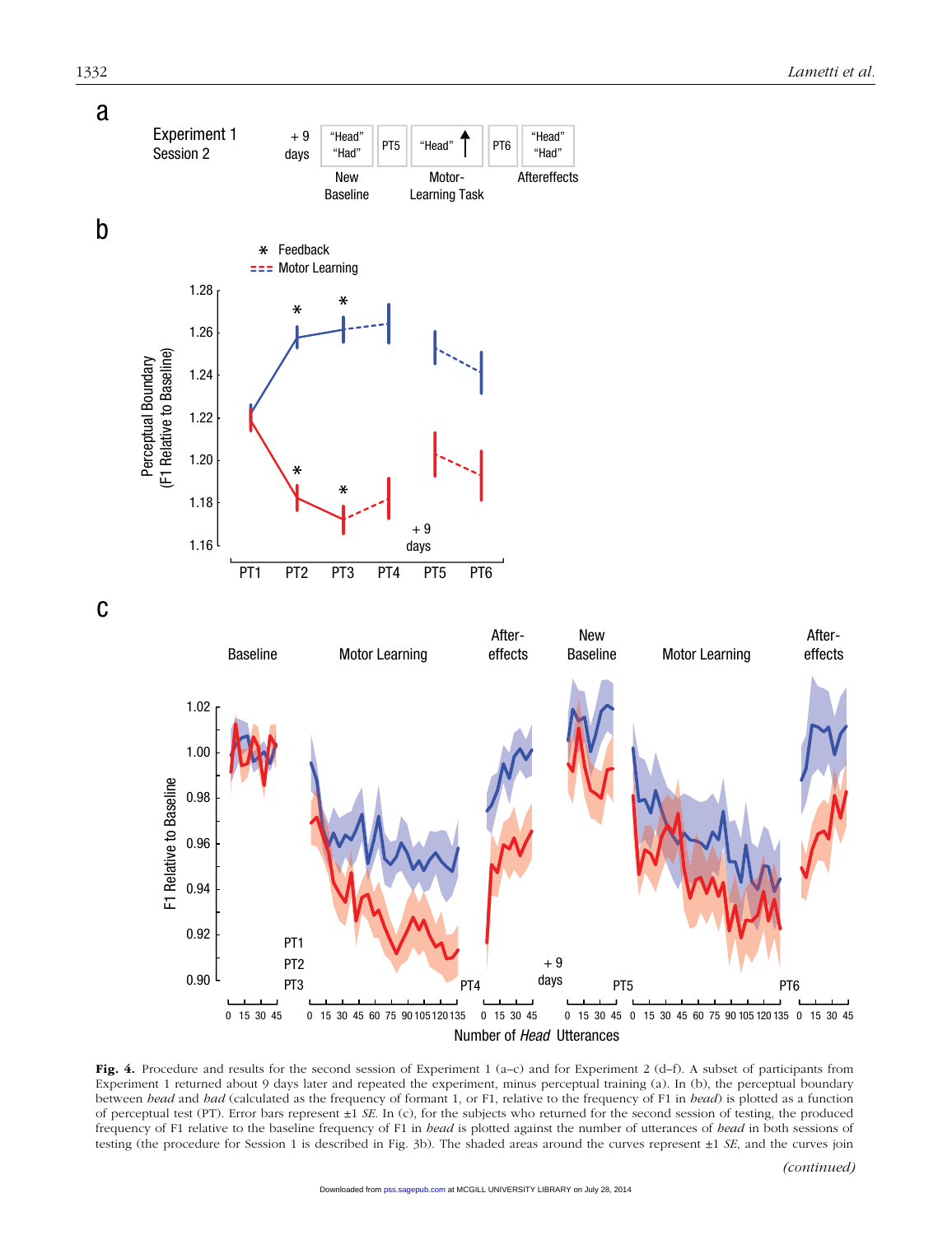**Fig. 4.** Procedure and results for the second session of Experiment 1 (a–c) and for Experiment 2 (d–f). A subset of participants from Experiment 1 returned about 9 days later and repeated the experiment, minus perceptual training (a). In (b), the perceptual boundary between *head* and *had* (calculated as the frequency of formant 1, or F1, relative to the frequency of F1 in *head*) is plotted as a function of perceptual test (PT). Error bars represent ±1 *SE*. In (c), for the subjects who returned for the second session of testing, the produced frequency of F1 relative to the baseline frequency of F1 in *head* is plotted against the number of utterances of *head* in both sessions of testing (the procedure for Session 1 is described in Fig. 3b). The shaded areas around the curves represent ±1 *SE*, and the curves join

*(continued)*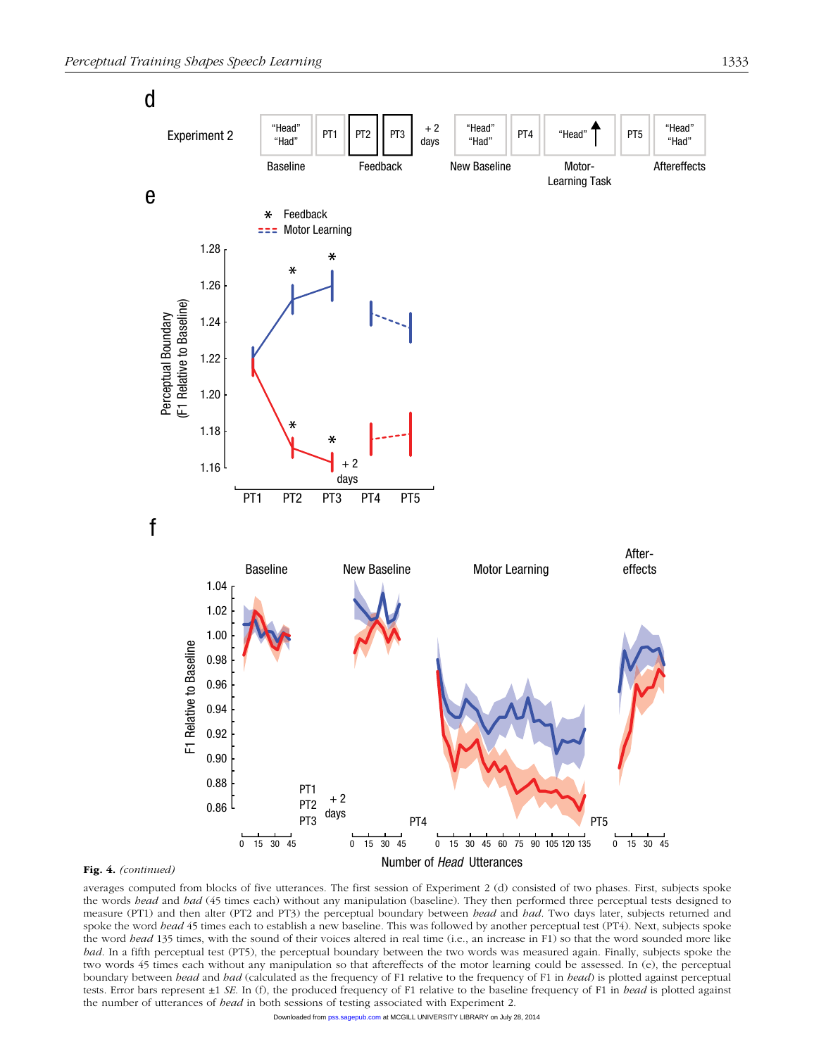**Fig. 4.** *(continued)*

averages computed from blocks of five utterances. The first session of Experiment 2 (d) consisted of two phases. First, subjects spoke the words *head* and *had* (45 times each) without any manipulation (baseline). They then performed three perceptual tests designed to measure (PT1) and then alter (PT2 and PT3) the perceptual boundary between *head* and *had*. Two days later, subjects returned and spoke the word *head* 45 times each to establish a new baseline. This was followed by another perceptual test (PT4). Next, subjects spoke the word *head* 135 times, with the sound of their voices altered in real time (i.e., an increase in F1) so that the word sounded more like *bad*. In a fifth perceptual test (PT5), the perceptual boundary between the two words was measured again. Finally, subjects spoke the two words 45 times each without any manipulation so that aftereffects of the motor learning could be assessed. In (e), the perceptual boundary between *head* and *had* (calculated as the frequency of F1 relative to the frequency of F1 in *head*) is plotted against perceptual tests. Error bars represent ±1 *SE*. In (f), the produced frequency of F1 relative to the baseline frequency of F1 in *head* is plotted against the number of utterances of *head* in both sessions of testing associated with Experiment 2.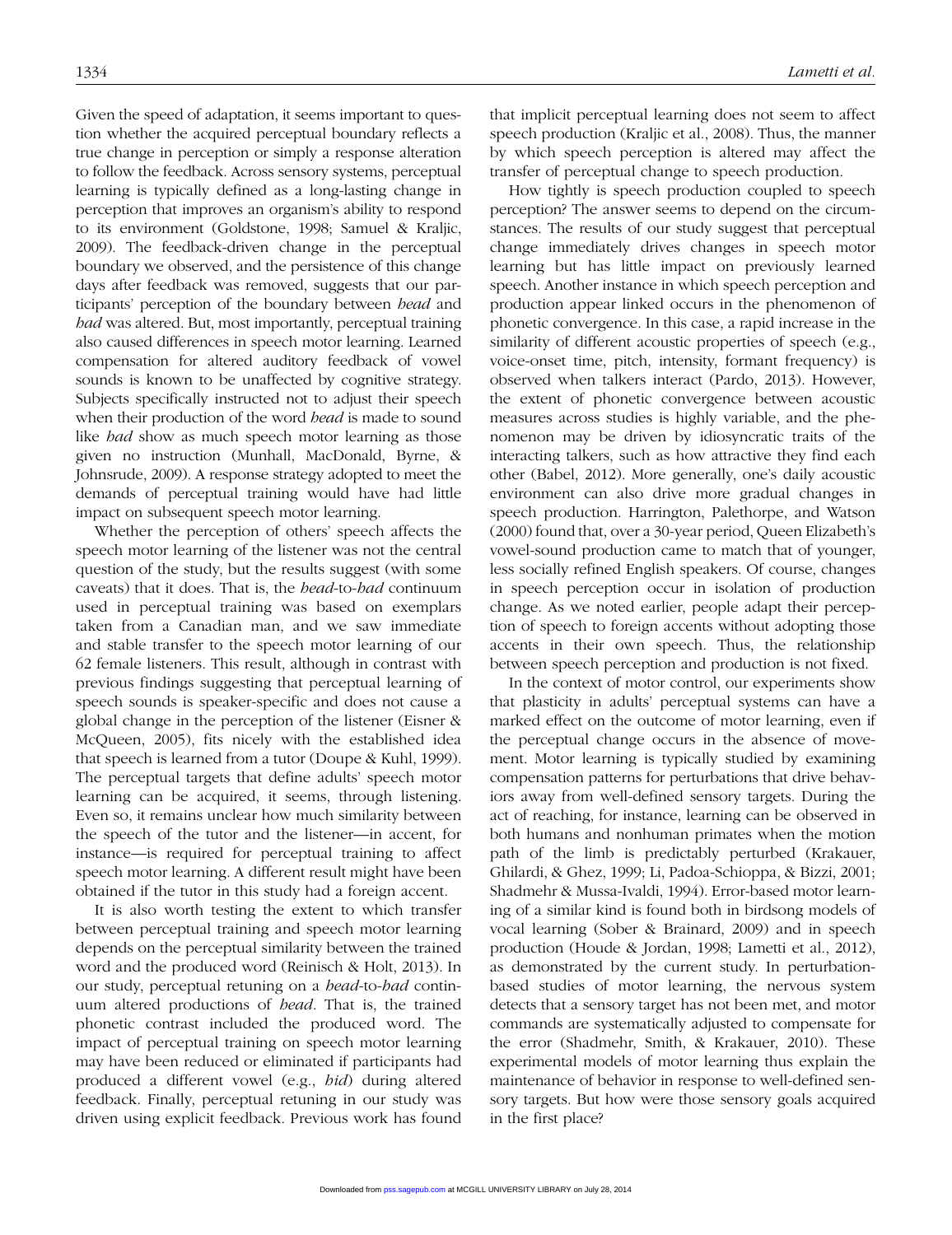Given the speed of adaptation, it seems important to question whether the acquired perceptual boundary reflects a true change in perception or simply a response alteration to follow the feedback. Across sensory systems, perceptual learning is typically defined as a long-lasting change in perception that improves an organism's ability to respond to its environment (Goldstone, 1998; Samuel & Kraljic, 2009). The feedback-driven change in the perceptual boundary we observed, and the persistence of this change days after feedback was removed, suggests that our participants' perception of the boundary between *head* and *had* was altered. But, most importantly, perceptual training also caused differences in speech motor learning. Learned compensation for altered auditory feedback of vowel sounds is known to be unaffected by cognitive strategy. Subjects specifically instructed not to adjust their speech when their production of the word *head* is made to sound like *had* show as much speech motor learning as those given no instruction (Munhall, MacDonald, Byrne, & Johnsrude, 2009). A response strategy adopted to meet the demands of perceptual training would have had little impact on subsequent speech motor learning.

Whether the perception of others' speech affects the speech motor learning of the listener was not the central question of the study, but the results suggest (with some caveats) that it does. That is, the *head*-to-*had* continuum used in perceptual training was based on exemplars taken from a Canadian man, and we saw immediate and stable transfer to the speech motor learning of our 62 female listeners. This result, although in contrast with previous findings suggesting that perceptual learning of speech sounds is speaker-specific and does not cause a global change in the perception of the listener (Eisner & McQueen, 2005), fits nicely with the established idea that speech is learned from a tutor (Doupe & Kuhl, 1999). The perceptual targets that define adults' speech motor learning can be acquired, it seems, through listening. Even so, it remains unclear how much similarity between the speech of the tutor and the listener—in accent, for instance—is required for perceptual training to affect speech motor learning. A different result might have been obtained if the tutor in this study had a foreign accent.

It is also worth testing the extent to which transfer between perceptual training and speech motor learning depends on the perceptual similarity between the trained word and the produced word (Reinisch & Holt, 2013). In our study, perceptual retuning on a *head*-to-*had* continuum altered productions of *head*. That is, the trained phonetic contrast included the produced word. The impact of perceptual training on speech motor learning may have been reduced or eliminated if participants had produced a different vowel (e.g., *hid*) during altered feedback. Finally, perceptual retuning in our study was driven using explicit feedback. Previous work has found that implicit perceptual learning does not seem to affect speech production (Kraljic et al., 2008). Thus, the manner by which speech perception is altered may affect the transfer of perceptual change to speech production.

How tightly is speech production coupled to speech perception? The answer seems to depend on the circumstances. The results of our study suggest that perceptual change immediately drives changes in speech motor learning but has little impact on previously learned speech. Another instance in which speech perception and production appear linked occurs in the phenomenon of phonetic convergence. In this case, a rapid increase in the similarity of different acoustic properties of speech (e.g., voice-onset time, pitch, intensity, formant frequency) is observed when talkers interact (Pardo, 2013). However, the extent of phonetic convergence between acoustic measures across studies is highly variable, and the phenomenon may be driven by idiosyncratic traits of the interacting talkers, such as how attractive they find each other (Babel, 2012). More generally, one's daily acoustic environment can also drive more gradual changes in speech production. Harrington, Palethorpe, and Watson (2000) found that, over a 30-year period, Queen Elizabeth's vowel-sound production came to match that of younger, less socially refined English speakers. Of course, changes in speech perception occur in isolation of production change. As we noted earlier, people adapt their perception of speech to foreign accents without adopting those accents in their own speech. Thus, the relationship between speech perception and production is not fixed.

In the context of motor control, our experiments show that plasticity in adults' perceptual systems can have a marked effect on the outcome of motor learning, even if the perceptual change occurs in the absence of movement. Motor learning is typically studied by examining compensation patterns for perturbations that drive behaviors away from well-defined sensory targets. During the act of reaching, for instance, learning can be observed in both humans and nonhuman primates when the motion path of the limb is predictably perturbed (Krakauer, Ghilardi, & Ghez, 1999; Li, Padoa-Schioppa, & Bizzi, 2001; Shadmehr & Mussa-Ivaldi, 1994). Error-based motor learning of a similar kind is found both in birdsong models of vocal learning (Sober & Brainard, 2009) and in speech production (Houde & Jordan, 1998; Lametti et al., 2012), as demonstrated by the current study. In perturbation-based studies of motor learning, the nervous system detects that a sensory target has not been met, and motor commands are systematically adjusted to compensate for the error (Shadmehr, Smith, & Krakauer, 2010). These experimental models of motor learning thus explain the maintenance of behavior in response to well-defined sensory targets. But how were those sensory goals acquired in the first place?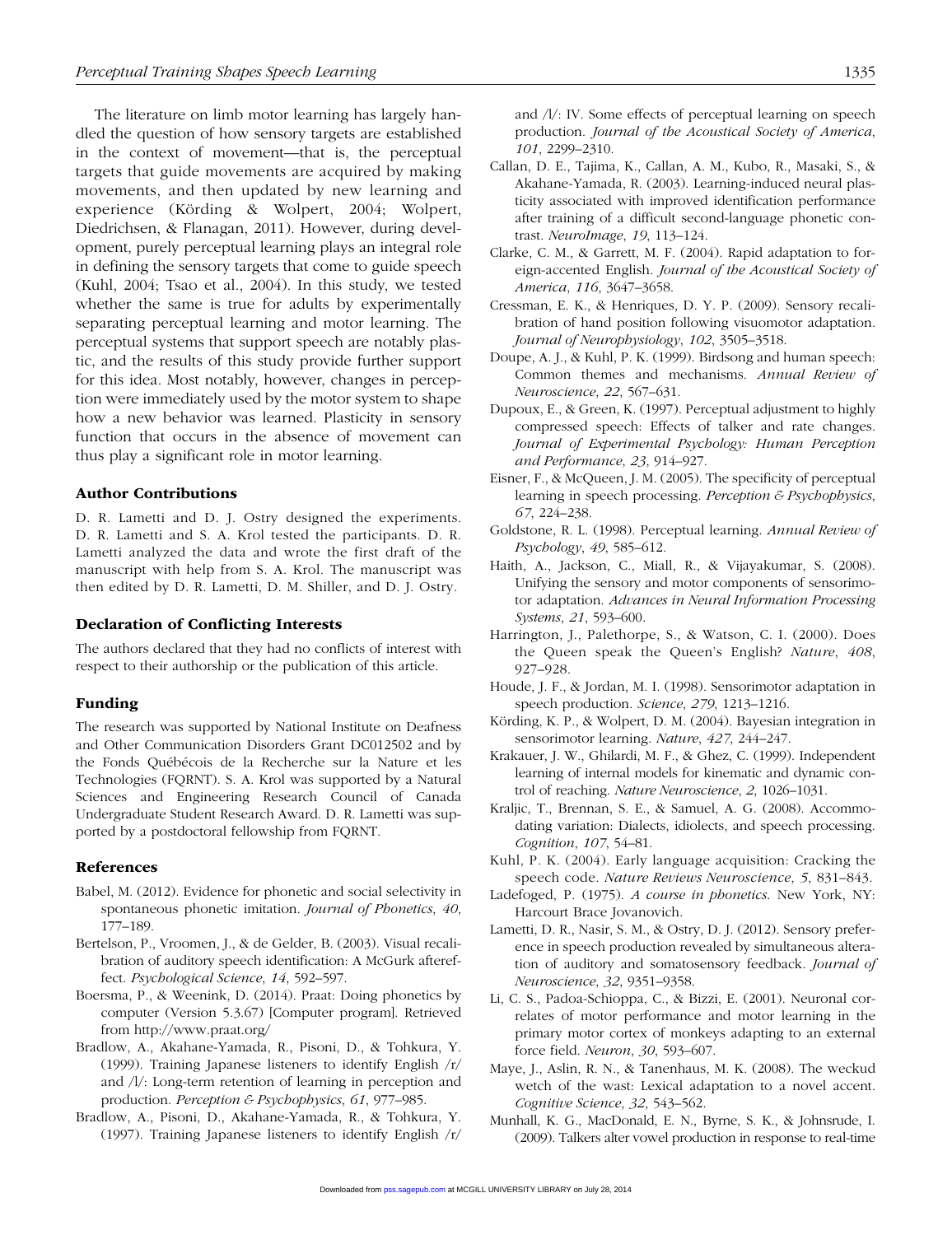The literature on limb motor learning has largely handled the question of how sensory targets are established in the context of movement—that is, the perceptual targets that guide movements are acquired by making movements, and then updated by new learning and experience (Körding & Wolpert, 2004; Wolpert, Diedrichsen, & Flanagan, 2011). However, during development, purely perceptual learning plays an integral role in defining the sensory targets that come to guide speech (Kuhl, 2004; Tsao et al., 2004). In this study, we tested whether the same is true for adults by experimentally separating perceptual learning and motor learning. The perceptual systems that support speech are notably plastic, and the results of this study provide further support for this idea. Most notably, however, changes in perception were immediately used by the motor system to shape how a new behavior was learned. Plasticity in sensory function that occurs in the absence of movement can thus play a significant role in motor learning.

## Author Contributions

D. R. Lametti and D. J. Ostry designed the experiments. D. R. Lametti and S. A. Krol tested the participants. D. R. Lametti analyzed the data and wrote the first draft of the manuscript with help from S. A. Krol. The manuscript was then edited by D. R. Lametti, D. M. Shiller, and D. J. Ostry.

## Declaration of Conflicting Interests

The authors declared that they had no conflicts of interest with respect to their authorship or the publication of this article.

## Funding

The research was supported by National Institute on Deafness and Other Communication Disorders Grant DC012502 and by the Fonds Québécois de la Recherche sur la Nature et les Technologies (FQRNT). S. A. Krol was supported by a Natural Sciences and Engineering Research Council of Canada Undergraduate Student Research Award. D. R. Lametti was supported by a postdoctoral fellowship from FQRNT.

## References

Babel, M. (2012). Evidence for phonetic and social selectivity in spontaneous phonetic imitation. *Journal of Phonetics*, *40*, 177–189.

Bertelson, P., Vroomen, J., & de Gelder, B. (2003). Visual recalibration of auditory speech identification: A McGurk aftereffect. *Psychological Science*, *14*, 592–597.

Boersma, P., & Weenink, D. (2014). Praat: Doing phonetics by computer (Version 5.3.67) [Computer program]. Retrieved from http://www.praat.org/

Bradlow, A., Akahane-Yamada, R., Pisoni, D., & Tohkura, Y. (1999). Training Japanese listeners to identify English /r/ and /l/: Long-term retention of learning in perception and production. *Perception & Psychophysics*, *61*, 977–985.

Bradlow, A., Pisoni, D., Akahane-Yamada, R., & Tohkura, Y. (1997). Training Japanese listeners to identify English /r/ and /l/: IV. Some effects of perceptual learning on speech production. *Journal of the Acoustical Society of America*, *101*, 2299–2310.

Callan, D. E., Tajima, K., Callan, A. M., Kubo, R., Masaki, S., & Akahane-Yamada, R. (2003). Learning-induced neural plasticity associated with improved identification performance after training of a difficult second-language phonetic contrast. *NeuroImage*, *19*, 113–124.

Clarke, C. M., & Garrett, M. F. (2004). Rapid adaptation to foreign-accented English. *Journal of the Acoustical Society of America*, *116*, 3647–3658.

Cressman, E. K., & Henriques, D. Y. P. (2009). Sensory recalibration of hand position following visuomotor adaptation. *Journal of Neurophysiology*, *102*, 3505–3518.

Doupe, A. J., & Kuhl, P. K. (1999). Birdsong and human speech: Common themes and mechanisms. *Annual Review of Neuroscience*, *22*, 567–631.

Dupoux, E., & Green, K. (1997). Perceptual adjustment to highly compressed speech: Effects of talker and rate changes. *Journal of Experimental Psychology: Human Perception and Performance*, *23*, 914–927.

Eisner, F., & McQueen, J. M. (2005). The specificity of perceptual learning in speech processing. *Perception & Psychophysics*, *67*, 224–238.

Goldstone, R. L. (1998). Perceptual learning. *Annual Review of Psychology*, *49*, 585–612.

Haith, A., Jackson, C., Miall, R., & Vijayakumar, S. (2008). Unifying the sensory and motor components of sensorimotor adaptation. *Advances in Neural Information Processing Systems*, *21*, 593–600.

Harrington, J., Palethorpe, S., & Watson, C. I. (2000). Does the Queen speak the Queen's English? *Nature*, *408*, 927–928.

Houde, J. F., & Jordan, M. I. (1998). Sensorimotor adaptation in speech production. *Science*, *279*, 1213–1216.

Körding, K. P., & Wolpert, D. M. (2004). Bayesian integration in sensorimotor learning. *Nature*, *427*, 244–247.

Krakauer, J. W., Ghilardi, M. F., & Ghez, C. (1999). Independent learning of internal models for kinematic and dynamic control of reaching. *Nature Neuroscience*, *2*, 1026–1031.

Kraljic, T., Brennan, S. E., & Samuel, A. G. (2008). Accommodating variation: Dialects, idiolects, and speech processing. *Cognition*, *107*, 54–81.

Kuhl, P. K. (2004). Early language acquisition: Cracking the speech code. *Nature Reviews Neuroscience*, *5*, 831–843.

Ladefoged, P. (1975). *A course in phonetics*. New York, NY: Harcourt Brace Jovanovich.

Lametti, D. R., Nasir, S. M., & Ostry, D. J. (2012). Sensory preference in speech production revealed by simultaneous alteration of auditory and somatosensory feedback. *Journal of Neuroscience*, *32*, 9351–9358.

Li, C. S., Padoa-Schioppa, C., & Bizzi, E. (2001). Neuronal correlates of motor performance and motor learning in the primary motor cortex of monkeys adapting to an external force field. *Neuron*, *30*, 593–607.

Maye, J., Aslin, R. N., & Tanenhaus, M. K. (2008). The weckud wetch of the wast: Lexical adaptation to a novel accent. *Cognitive Science*, *32*, 543–562.

Munhall, K. G., MacDonald, E. N., Byrne, S. K., & Johnsrude, I. (2009). Talkers alter vowel production in response to real-time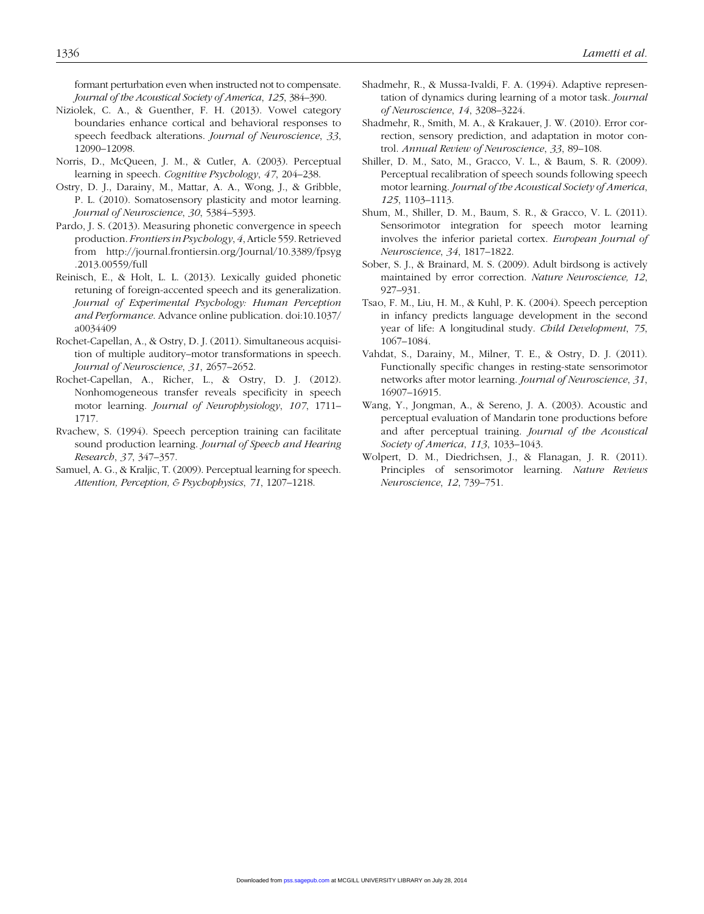formant perturbation even when instructed not to compensate. *Journal of the Acoustical Society of America*, *125*, 384–390.

Niziolek, C. A., & Guenther, F. H. (2013). Vowel category boundaries enhance cortical and behavioral responses to speech feedback alterations. *Journal of Neuroscience*, *33*, 12090–12098.

Norris, D., McQueen, J. M., & Cutler, A. (2003). Perceptual learning in speech. *Cognitive Psychology*, *47*, 204–238.

Ostry, D. J., Darainy, M., Mattar, A. A., Wong, J., & Gribble, P. L. (2010). Somatosensory plasticity and motor learning. *Journal of Neuroscience*, *30*, 5384–5393.

Pardo, J. S. (2013). Measuring phonetic convergence in speech production. *Frontiers in Psychology*, *4*, Article 559. Retrieved from http://journal.frontiersin.org/Journal/10.3389/fpsyg.2013.00559/full

Reinisch, E., & Holt, L. L. (2013). Lexically guided phonetic retuning of foreign-accented speech and its generalization. *Journal of Experimental Psychology: Human Perception and Performance*. Advance online publication. doi:10.1037/a0034409

Rochet-Capellan, A., & Ostry, D. J. (2011). Simultaneous acquisition of multiple auditory–motor transformations in speech. *Journal of Neuroscience*, *31*, 2657–2652.

Rochet-Capellan, A., Richer, L., & Ostry, D. J. (2012). Nonhomogeneous transfer reveals specificity in speech motor learning. *Journal of Neurophysiology*, *107*, 1711–1717.

Rvachew, S. (1994). Speech perception training can facilitate sound production learning. *Journal of Speech and Hearing Research*, *37*, 347–357.

Samuel, A. G., & Kraljic, T. (2009). Perceptual learning for speech. *Attention, Perception, & Psychophysics*, *71*, 1207–1218.

Shadmehr, R., & Mussa-Ivaldi, F. A. (1994). Adaptive representation of dynamics during learning of a motor task. *Journal of Neuroscience*, *14*, 3208–3224.

Shadmehr, R., Smith, M. A., & Krakauer, J. W. (2010). Error correction, sensory prediction, and adaptation in motor control. *Annual Review of Neuroscience*, *33*, 89–108.

Shiller, D. M., Sato, M., Gracco, V. L., & Baum, S. R. (2009). Perceptual recalibration of speech sounds following speech motor learning. *Journal of the Acoustical Society of America*, *125*, 1103–1113.

Shum, M., Shiller, D. M., Baum, S. R., & Gracco, V. L. (2011). Sensorimotor integration for speech motor learning involves the inferior parietal cortex. *European Journal of Neuroscience*, *34*, 1817–1822.

Sober, S. J., & Brainard, M. S. (2009). Adult birdsong is actively maintained by error correction. *Nature Neuroscience, 12*, 927–931.

Tsao, F. M., Liu, H. M., & Kuhl, P. K. (2004). Speech perception in infancy predicts language development in the second year of life: A longitudinal study. *Child Development*, *75*, 1067–1084.

Vahdat, S., Darainy, M., Milner, T. E., & Ostry, D. J. (2011). Functionally specific changes in resting-state sensorimotor networks after motor learning. *Journal of Neuroscience*, *31*, 16907–16915.

Wang, Y., Jongman, A., & Sereno, J. A. (2003). Acoustic and perceptual evaluation of Mandarin tone productions before and after perceptual training. *Journal of the Acoustical Society of America*, *113*, 1033–1043.

Wolpert, D. M., Diedrichsen, J., & Flanagan, J. R. (2011). Principles of sensorimotor learning. *Nature Reviews Neuroscience*, *12*, 739–751.